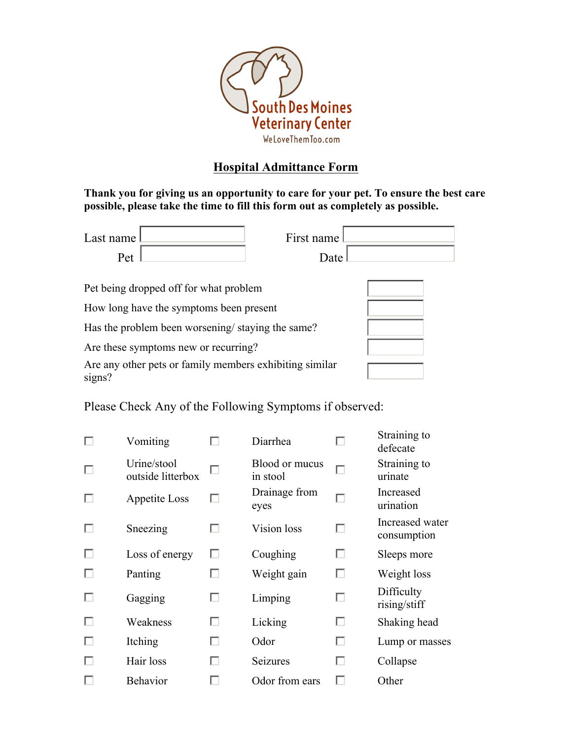South Des Moines Veterinary Center
WeLoveThemToo.com

## Hospital Admittance Form

**Thank you for giving us an opportunity to care for your pet. To ensure the best care possible, please take the time to fill this form out as completely as possible.**

Last name ____________ First name ____________

Pet ____________ Date ____________

Pet being dropped off for what problem ____________

How long have the symptoms been present ____________

Has the problem been worsening/ staying the same? ____________

Are these symptoms new or recurring? ____________

Are any other pets or family members exhibiting similar signs? ____________

Please Check Any of the Following Symptoms if observed:

| | | |
|---|---|---|
| ☐ Vomiting | ☐ Diarrhea | ☐ Straining to defecate |
| ☐ Urine/stool outside litterbox | ☐ Blood or mucus in stool | ☐ Straining to urinate |
| ☐ Appetite Loss | ☐ Drainage from eyes | ☐ Increased urination |
| ☐ Sneezing | ☐ Vision loss | ☐ Increased water consumption |
| ☐ Loss of energy | ☐ Coughing | ☐ Sleeps more |
| ☐ Panting | ☐ Weight gain | ☐ Weight loss |
| ☐ Gagging | ☐ Limping | ☐ Difficulty rising/stiff |
| ☐ Weakness | ☐ Licking | ☐ Shaking head |
| ☐ Itching | ☐ Odor | ☐ Lump or masses |
| ☐ Hair loss | ☐ Seizures | ☐ Collapse |
| ☐ Behavior | ☐ Odor from ears | ☐ Other |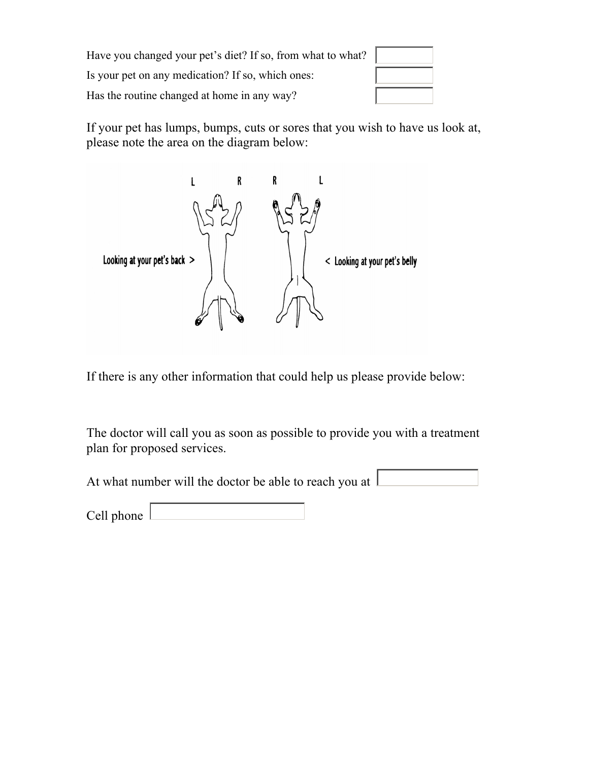Have you changed your pet's diet? If so, from what to what?

Is your pet on any medication? If so, which ones:

Has the routine changed at home in any way?

If your pet has lumps, bumps, cuts or sores that you wish to have us look at, please note the area on the diagram below:

L R R L

Looking at your pet's back >

< Looking at your pet's belly

If there is any other information that could help us please provide below:

The doctor will call you as soon as possible to provide you with a treatment plan for proposed services.

At what number will the doctor be able to reach you at

Cell phone